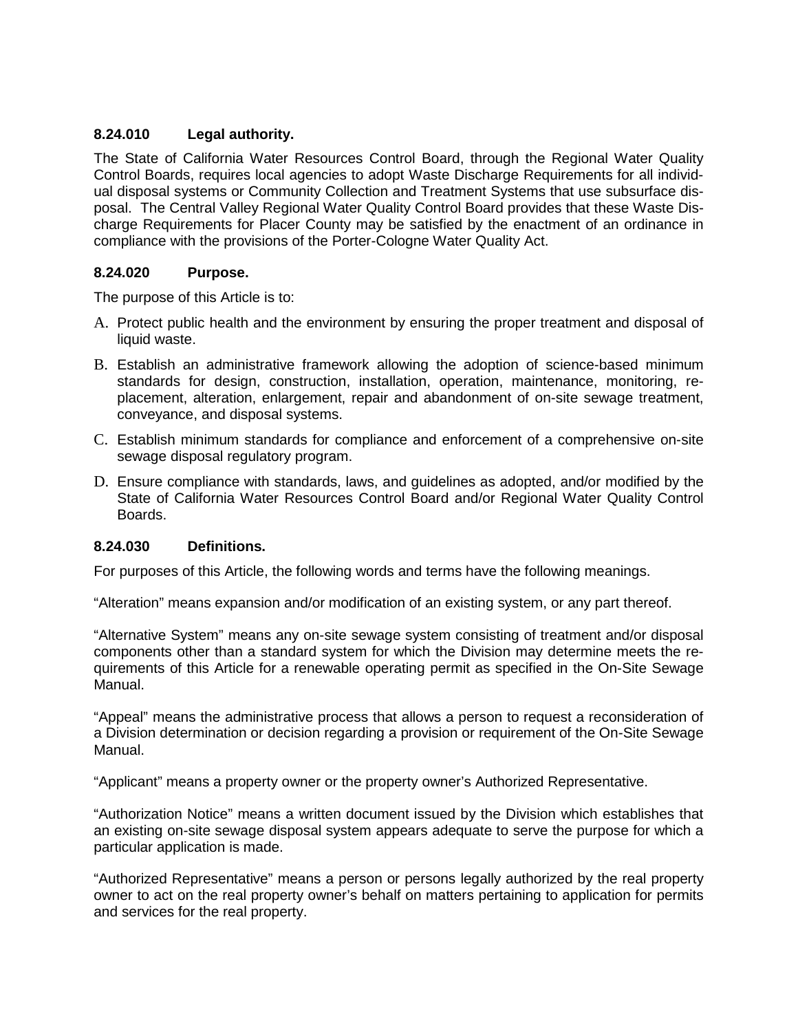### 8.24.010 Legal authority.

The State of California Water Resources Control Board, through the Regional Water Quality Control Boards, requires local agencies to adopt Waste Discharge Requirements for all individual disposal systems or Community Collection and Treatment Systems that use subsurface disposal. The Central Valley Regional Water Quality Control Board provides that these Waste Discharge Requirements for Placer County may be satisfied by the enactment of an ordinance in compliance with the provisions of the Porter-Cologne Water Quality Act.

### 8.24.020 Purpose.

The purpose of this Article is to:

A. Protect public health and the environment by ensuring the proper treatment and disposal of liquid waste.

B. Establish an administrative framework allowing the adoption of science-based minimum standards for design, construction, installation, operation, maintenance, monitoring, replacement, alteration, enlargement, repair and abandonment of on-site sewage treatment, conveyance, and disposal systems.

C. Establish minimum standards for compliance and enforcement of a comprehensive on-site sewage disposal regulatory program.

D. Ensure compliance with standards, laws, and guidelines as adopted, and/or modified by the State of California Water Resources Control Board and/or Regional Water Quality Control Boards.

### 8.24.030 Definitions.

For purposes of this Article, the following words and terms have the following meanings.

"Alteration" means expansion and/or modification of an existing system, or any part thereof.

"Alternative System" means any on-site sewage system consisting of treatment and/or disposal components other than a standard system for which the Division may determine meets the requirements of this Article for a renewable operating permit as specified in the On-Site Sewage Manual.

"Appeal" means the administrative process that allows a person to request a reconsideration of a Division determination or decision regarding a provision or requirement of the On-Site Sewage Manual.

"Applicant" means a property owner or the property owner's Authorized Representative.

"Authorization Notice" means a written document issued by the Division which establishes that an existing on-site sewage disposal system appears adequate to serve the purpose for which a particular application is made.

"Authorized Representative" means a person or persons legally authorized by the real property owner to act on the real property owner's behalf on matters pertaining to application for permits and services for the real property.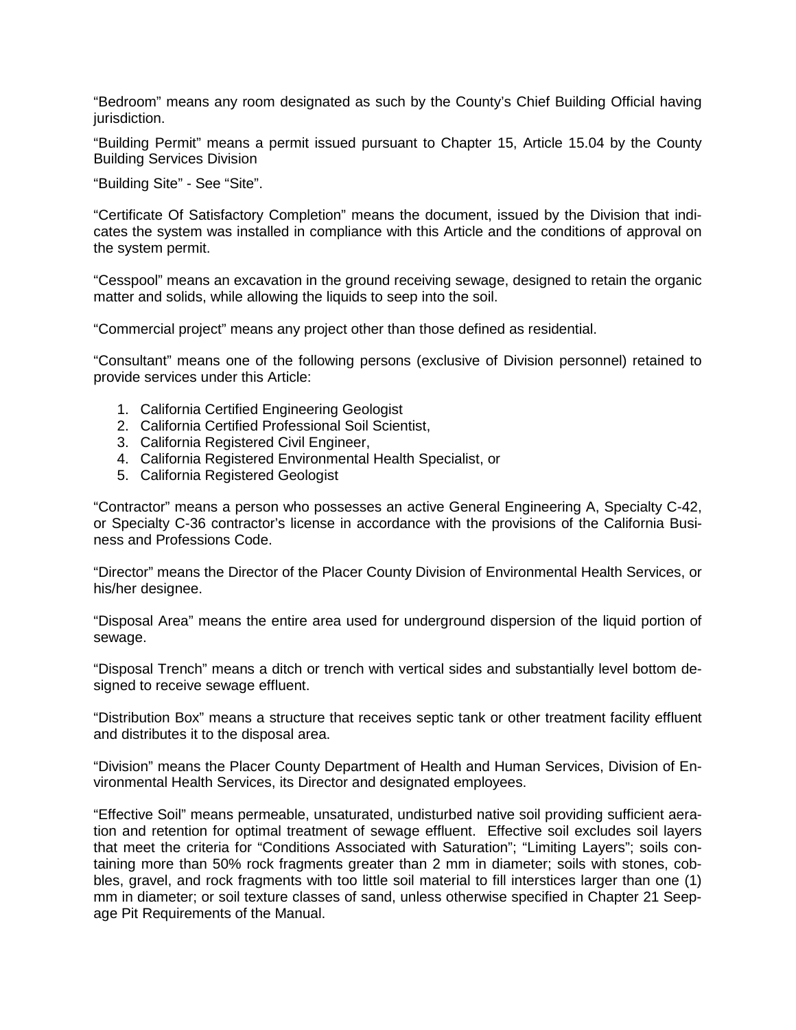"Bedroom" means any room designated as such by the County's Chief Building Official having jurisdiction.

"Building Permit" means a permit issued pursuant to Chapter 15, Article 15.04 by the County Building Services Division

"Building Site" - See "Site".

"Certificate Of Satisfactory Completion" means the document, issued by the Division that indicates the system was installed in compliance with this Article and the conditions of approval on the system permit.

"Cesspool" means an excavation in the ground receiving sewage, designed to retain the organic matter and solids, while allowing the liquids to seep into the soil.

"Commercial project" means any project other than those defined as residential.

"Consultant" means one of the following persons (exclusive of Division personnel) retained to provide services under this Article:

1. California Certified Engineering Geologist
2. California Certified Professional Soil Scientist,
3. California Registered Civil Engineer,
4. California Registered Environmental Health Specialist, or
5. California Registered Geologist

"Contractor" means a person who possesses an active General Engineering A, Specialty C-42, or Specialty C-36 contractor's license in accordance with the provisions of the California Business and Professions Code.

"Director" means the Director of the Placer County Division of Environmental Health Services, or his/her designee.

"Disposal Area" means the entire area used for underground dispersion of the liquid portion of sewage.

"Disposal Trench" means a ditch or trench with vertical sides and substantially level bottom designed to receive sewage effluent.

"Distribution Box" means a structure that receives septic tank or other treatment facility effluent and distributes it to the disposal area.

"Division" means the Placer County Department of Health and Human Services, Division of Environmental Health Services, its Director and designated employees.

"Effective Soil" means permeable, unsaturated, undisturbed native soil providing sufficient aeration and retention for optimal treatment of sewage effluent. Effective soil excludes soil layers that meet the criteria for "Conditions Associated with Saturation"; "Limiting Layers"; soils containing more than 50% rock fragments greater than 2 mm in diameter; soils with stones, cobbles, gravel, and rock fragments with too little soil material to fill interstices larger than one (1) mm in diameter; or soil texture classes of sand, unless otherwise specified in Chapter 21 Seepage Pit Requirements of the Manual.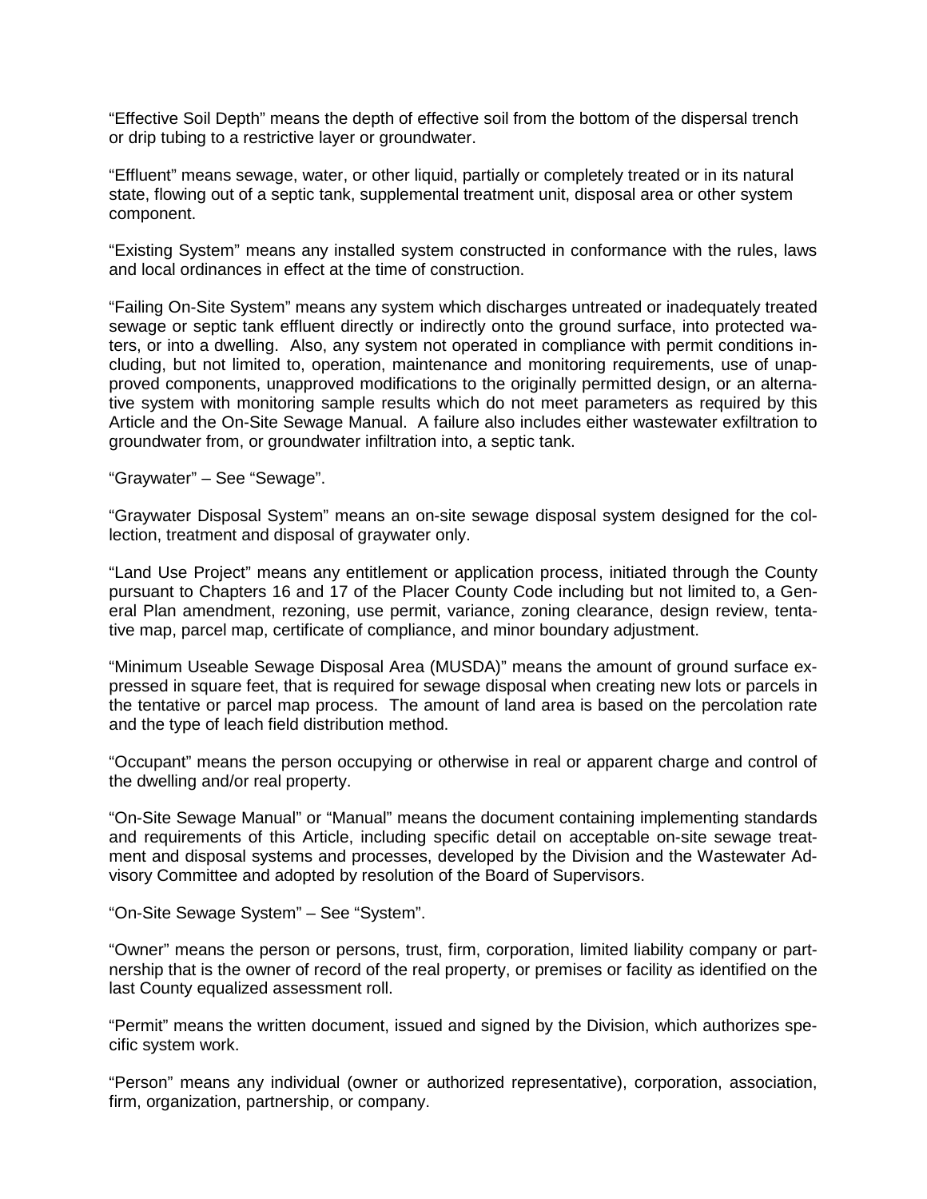"Effective Soil Depth" means the depth of effective soil from the bottom of the dispersal trench or drip tubing to a restrictive layer or groundwater.

"Effluent" means sewage, water, or other liquid, partially or completely treated or in its natural state, flowing out of a septic tank, supplemental treatment unit, disposal area or other system component.

"Existing System" means any installed system constructed in conformance with the rules, laws and local ordinances in effect at the time of construction.

"Failing On-Site System" means any system which discharges untreated or inadequately treated sewage or septic tank effluent directly or indirectly onto the ground surface, into protected waters, or into a dwelling. Also, any system not operated in compliance with permit conditions including, but not limited to, operation, maintenance and monitoring requirements, use of unapproved components, unapproved modifications to the originally permitted design, or an alternative system with monitoring sample results which do not meet parameters as required by this Article and the On-Site Sewage Manual. A failure also includes either wastewater exfiltration to groundwater from, or groundwater infiltration into, a septic tank.

"Graywater" – See "Sewage".

"Graywater Disposal System" means an on-site sewage disposal system designed for the collection, treatment and disposal of graywater only.

"Land Use Project" means any entitlement or application process, initiated through the County pursuant to Chapters 16 and 17 of the Placer County Code including but not limited to, a General Plan amendment, rezoning, use permit, variance, zoning clearance, design review, tentative map, parcel map, certificate of compliance, and minor boundary adjustment.

"Minimum Useable Sewage Disposal Area (MUSDA)" means the amount of ground surface expressed in square feet, that is required for sewage disposal when creating new lots or parcels in the tentative or parcel map process. The amount of land area is based on the percolation rate and the type of leach field distribution method.

"Occupant" means the person occupying or otherwise in real or apparent charge and control of the dwelling and/or real property.

"On-Site Sewage Manual" or "Manual" means the document containing implementing standards and requirements of this Article, including specific detail on acceptable on-site sewage treatment and disposal systems and processes, developed by the Division and the Wastewater Advisory Committee and adopted by resolution of the Board of Supervisors.

"On-Site Sewage System" – See "System".

"Owner" means the person or persons, trust, firm, corporation, limited liability company or partnership that is the owner of record of the real property, or premises or facility as identified on the last County equalized assessment roll.

"Permit" means the written document, issued and signed by the Division, which authorizes specific system work.

"Person" means any individual (owner or authorized representative), corporation, association, firm, organization, partnership, or company.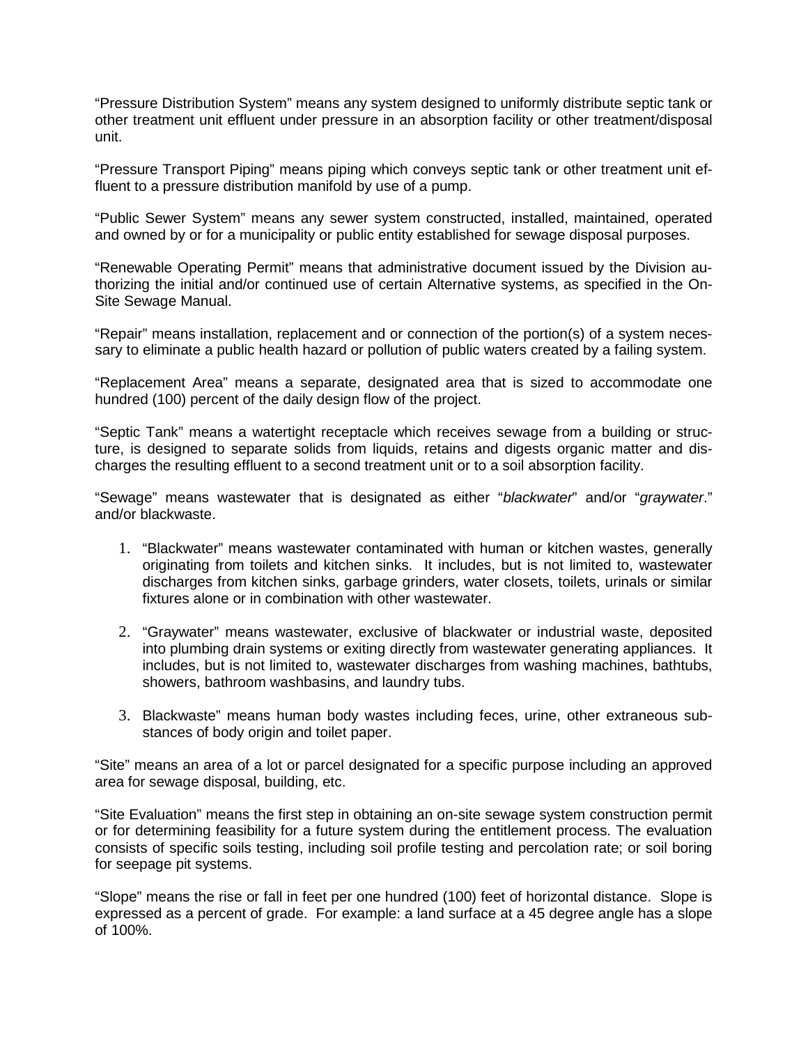"Pressure Distribution System" means any system designed to uniformly distribute septic tank or other treatment unit effluent under pressure in an absorption facility or other treatment/disposal unit.

"Pressure Transport Piping" means piping which conveys septic tank or other treatment unit effluent to a pressure distribution manifold by use of a pump.

"Public Sewer System" means any sewer system constructed, installed, maintained, operated and owned by or for a municipality or public entity established for sewage disposal purposes.

"Renewable Operating Permit" means that administrative document issued by the Division authorizing the initial and/or continued use of certain Alternative systems, as specified in the On-Site Sewage Manual.

"Repair" means installation, replacement and or connection of the portion(s) of a system necessary to eliminate a public health hazard or pollution of public waters created by a failing system.

"Replacement Area" means a separate, designated area that is sized to accommodate one hundred (100) percent of the daily design flow of the project.

"Septic Tank" means a watertight receptacle which receives sewage from a building or structure, is designed to separate solids from liquids, retains and digests organic matter and discharges the resulting effluent to a second treatment unit or to a soil absorption facility.

"Sewage" means wastewater that is designated as either "*blackwater*" and/or "*graywater*." and/or blackwaste.

1. "Blackwater" means wastewater contaminated with human or kitchen wastes, generally originating from toilets and kitchen sinks. It includes, but is not limited to, wastewater discharges from kitchen sinks, garbage grinders, water closets, toilets, urinals or similar fixtures alone or in combination with other wastewater.

2. "Graywater" means wastewater, exclusive of blackwater or industrial waste, deposited into plumbing drain systems or exiting directly from wastewater generating appliances. It includes, but is not limited to, wastewater discharges from washing machines, bathtubs, showers, bathroom washbasins, and laundry tubs.

3. Blackwaste" means human body wastes including feces, urine, other extraneous substances of body origin and toilet paper.

"Site" means an area of a lot or parcel designated for a specific purpose including an approved area for sewage disposal, building, etc.

"Site Evaluation" means the first step in obtaining an on-site sewage system construction permit or for determining feasibility for a future system during the entitlement process. The evaluation consists of specific soils testing, including soil profile testing and percolation rate; or soil boring for seepage pit systems.

"Slope" means the rise or fall in feet per one hundred (100) feet of horizontal distance. Slope is expressed as a percent of grade. For example: a land surface at a 45 degree angle has a slope of 100%.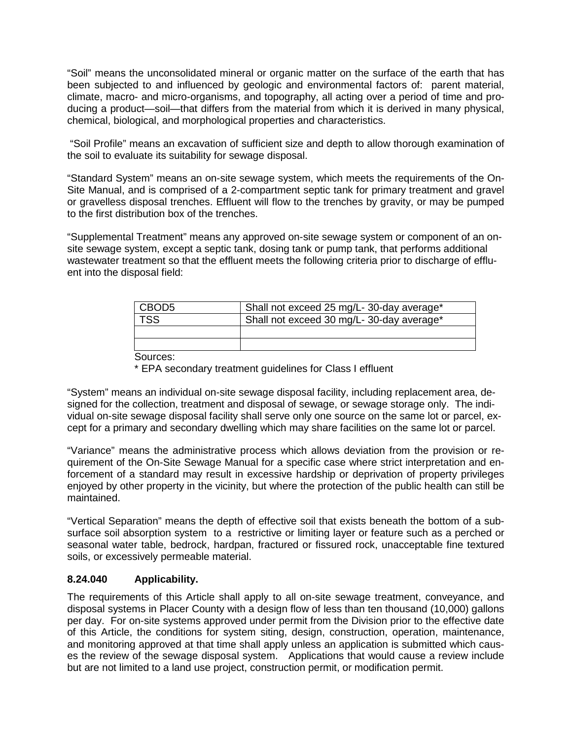"Soil" means the unconsolidated mineral or organic matter on the surface of the earth that has been subjected to and influenced by geologic and environmental factors of: parent material, climate, macro- and micro-organisms, and topography, all acting over a period of time and producing a product—soil—that differs from the material from which it is derived in many physical, chemical, biological, and morphological properties and characteristics.

"Soil Profile" means an excavation of sufficient size and depth to allow thorough examination of the soil to evaluate its suitability for sewage disposal.

"Standard System" means an on-site sewage system, which meets the requirements of the On-Site Manual, and is comprised of a 2-compartment septic tank for primary treatment and gravel or gravelless disposal trenches. Effluent will flow to the trenches by gravity, or may be pumped to the first distribution box of the trenches.

"Supplemental Treatment" means any approved on-site sewage system or component of an on-site sewage system, except a septic tank, dosing tank or pump tank, that performs additional wastewater treatment so that the effluent meets the following criteria prior to discharge of effluent into the disposal field:

| CBOD5 | Shall not exceed 25 mg/L- 30-day average* |
|---|---|
| TSS | Shall not exceed 30 mg/L- 30-day average* |
| | |
| | |

Sources:

* EPA secondary treatment guidelines for Class I effluent

"System" means an individual on-site sewage disposal facility, including replacement area, designed for the collection, treatment and disposal of sewage, or sewage storage only. The individual on-site sewage disposal facility shall serve only one source on the same lot or parcel, except for a primary and secondary dwelling which may share facilities on the same lot or parcel.

"Variance" means the administrative process which allows deviation from the provision or requirement of the On-Site Sewage Manual for a specific case where strict interpretation and enforcement of a standard may result in excessive hardship or deprivation of property privileges enjoyed by other property in the vicinity, but where the protection of the public health can still be maintained.

"Vertical Separation" means the depth of effective soil that exists beneath the bottom of a subsurface soil absorption system to a restrictive or limiting layer or feature such as a perched or seasonal water table, bedrock, hardpan, fractured or fissured rock, unacceptable fine textured soils, or excessively permeable material.

### 8.24.040 Applicability.

The requirements of this Article shall apply to all on-site sewage treatment, conveyance, and disposal systems in Placer County with a design flow of less than ten thousand (10,000) gallons per day. For on-site systems approved under permit from the Division prior to the effective date of this Article, the conditions for system siting, design, construction, operation, maintenance, and monitoring approved at that time shall apply unless an application is submitted which causes the review of the sewage disposal system. Applications that would cause a review include but are not limited to a land use project, construction permit, or modification permit.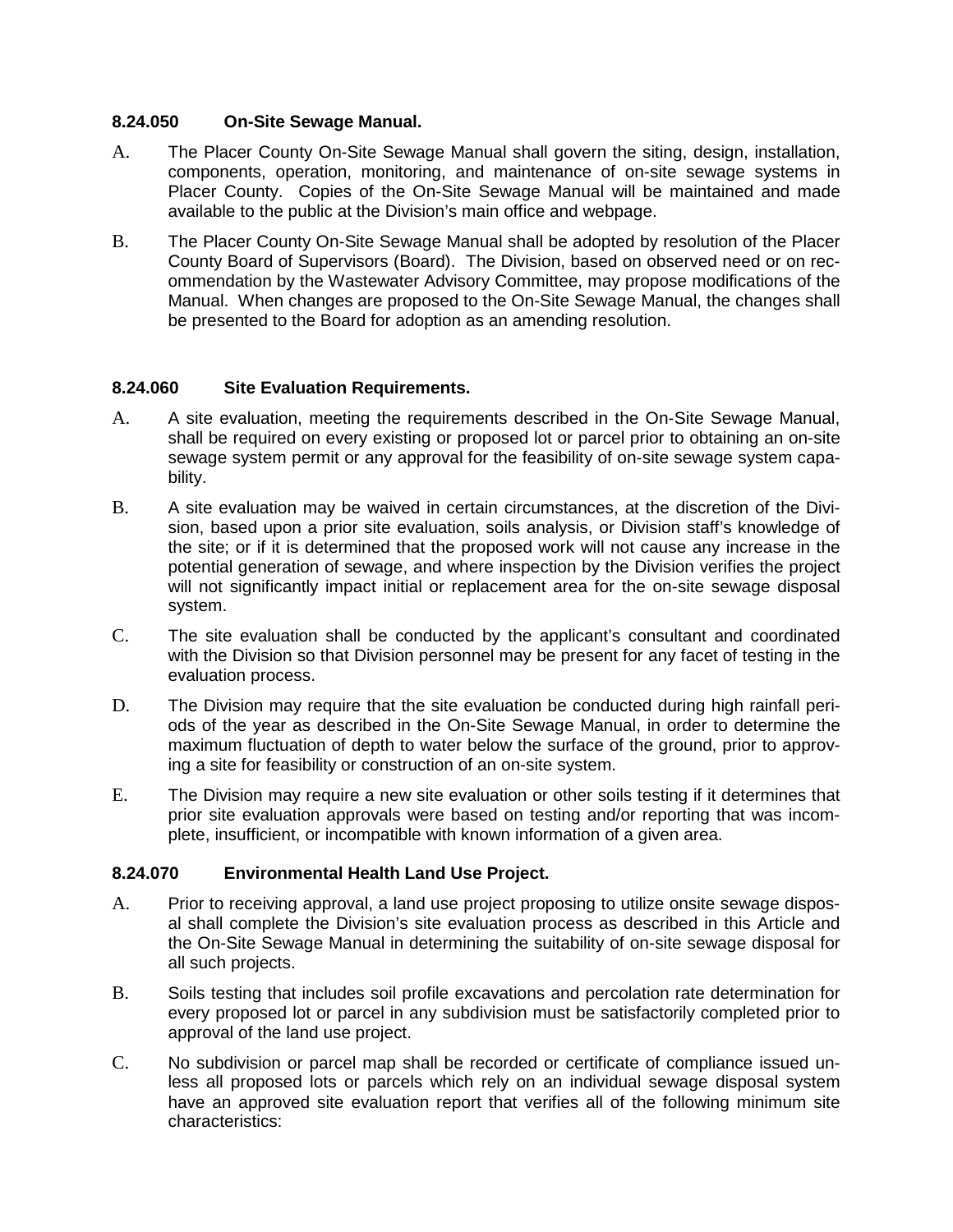**8.24.050 On-Site Sewage Manual.**

A. The Placer County On-Site Sewage Manual shall govern the siting, design, installation, components, operation, monitoring, and maintenance of on-site sewage systems in Placer County. Copies of the On-Site Sewage Manual will be maintained and made available to the public at the Division's main office and webpage.

B. The Placer County On-Site Sewage Manual shall be adopted by resolution of the Placer County Board of Supervisors (Board). The Division, based on observed need or on recommendation by the Wastewater Advisory Committee, may propose modifications of the Manual. When changes are proposed to the On-Site Sewage Manual, the changes shall be presented to the Board for adoption as an amending resolution.

**8.24.060 Site Evaluation Requirements.**

A. A site evaluation, meeting the requirements described in the On-Site Sewage Manual, shall be required on every existing or proposed lot or parcel prior to obtaining an on-site sewage system permit or any approval for the feasibility of on-site sewage system capability.

B. A site evaluation may be waived in certain circumstances, at the discretion of the Division, based upon a prior site evaluation, soils analysis, or Division staff's knowledge of the site; or if it is determined that the proposed work will not cause any increase in the potential generation of sewage, and where inspection by the Division verifies the project will not significantly impact initial or replacement area for the on-site sewage disposal system.

C. The site evaluation shall be conducted by the applicant's consultant and coordinated with the Division so that Division personnel may be present for any facet of testing in the evaluation process.

D. The Division may require that the site evaluation be conducted during high rainfall periods of the year as described in the On-Site Sewage Manual, in order to determine the maximum fluctuation of depth to water below the surface of the ground, prior to approving a site for feasibility or construction of an on-site system.

E. The Division may require a new site evaluation or other soils testing if it determines that prior site evaluation approvals were based on testing and/or reporting that was incomplete, insufficient, or incompatible with known information of a given area.

**8.24.070 Environmental Health Land Use Project.**

A. Prior to receiving approval, a land use project proposing to utilize onsite sewage disposal shall complete the Division's site evaluation process as described in this Article and the On-Site Sewage Manual in determining the suitability of on-site sewage disposal for all such projects.

B. Soils testing that includes soil profile excavations and percolation rate determination for every proposed lot or parcel in any subdivision must be satisfactorily completed prior to approval of the land use project.

C. No subdivision or parcel map shall be recorded or certificate of compliance issued unless all proposed lots or parcels which rely on an individual sewage disposal system have an approved site evaluation report that verifies all of the following minimum site characteristics: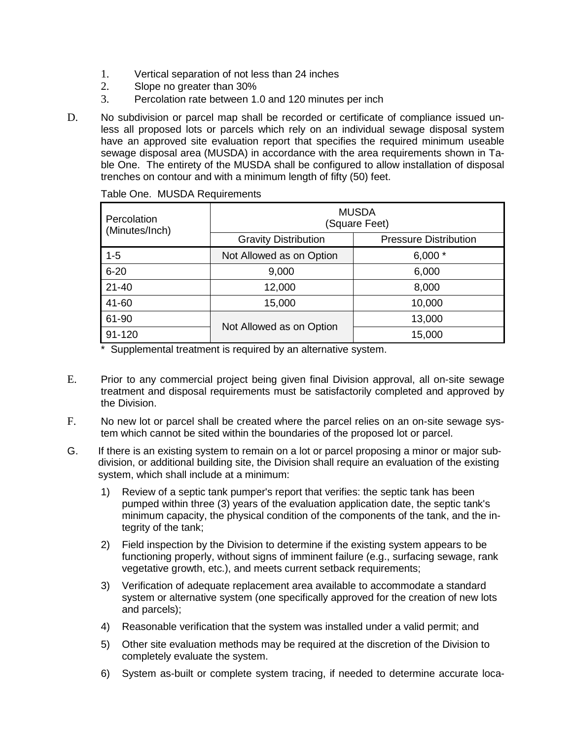1. Vertical separation of not less than 24 inches
2. Slope no greater than 30%
3. Percolation rate between 1.0 and 120 minutes per inch

D. No subdivision or parcel map shall be recorded or certificate of compliance issued unless all proposed lots or parcels which rely on an individual sewage disposal system have an approved site evaluation report that specifies the required minimum useable sewage disposal area (MUSDA) in accordance with the area requirements shown in Table One. The entirety of the MUSDA shall be configured to allow installation of disposal trenches on contour and with a minimum length of fifty (50) feet.

Table One. MUSDA Requirements

| Percolation (Minutes/Inch) | MUSDA (Square Feet) | |
|---|---|---|
| | Gravity Distribution | Pressure Distribution |
| 1-5 | Not Allowed as on Option | 6,000 * |
| 6-20 | 9,000 | 6,000 |
| 21-40 | 12,000 | 8,000 |
| 41-60 | 15,000 | 10,000 |
| 61-90 | Not Allowed as on Option | 13,000 |
| 91-120 | | 15,000 |

\* Supplemental treatment is required by an alternative system.

E. Prior to any commercial project being given final Division approval, all on-site sewage treatment and disposal requirements must be satisfactorily completed and approved by the Division.

F. No new lot or parcel shall be created where the parcel relies on an on-site sewage system which cannot be sited within the boundaries of the proposed lot or parcel.

G. If there is an existing system to remain on a lot or parcel proposing a minor or major subdivision, or additional building site, the Division shall require an evaluation of the existing system, which shall include at a minimum:

1) Review of a septic tank pumper's report that verifies: the septic tank has been pumped within three (3) years of the evaluation application date, the septic tank's minimum capacity, the physical condition of the components of the tank, and the integrity of the tank;

2) Field inspection by the Division to determine if the existing system appears to be functioning properly, without signs of imminent failure (e.g., surfacing sewage, rank vegetative growth, etc.), and meets current setback requirements;

3) Verification of adequate replacement area available to accommodate a standard system or alternative system (one specifically approved for the creation of new lots and parcels);

4) Reasonable verification that the system was installed under a valid permit; and

5) Other site evaluation methods may be required at the discretion of the Division to completely evaluate the system.

6) System as-built or complete system tracing, if needed to determine accurate loca-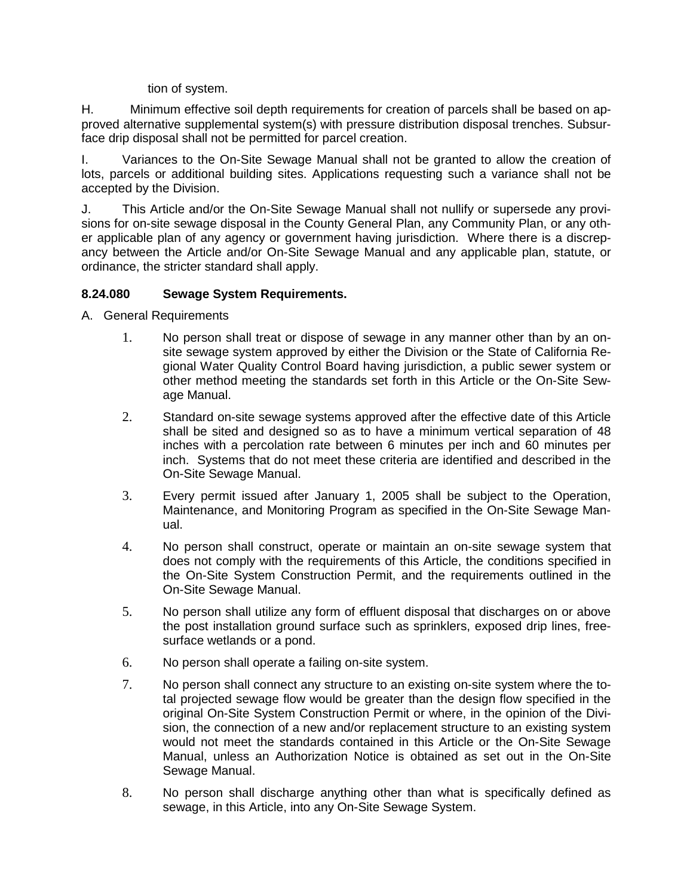tion of system.

H. Minimum effective soil depth requirements for creation of parcels shall be based on approved alternative supplemental system(s) with pressure distribution disposal trenches. Subsurface drip disposal shall not be permitted for parcel creation.

I. Variances to the On-Site Sewage Manual shall not be granted to allow the creation of lots, parcels or additional building sites. Applications requesting such a variance shall not be accepted by the Division.

J. This Article and/or the On-Site Sewage Manual shall not nullify or supersede any provisions for on-site sewage disposal in the County General Plan, any Community Plan, or any other applicable plan of any agency or government having jurisdiction. Where there is a discrepancy between the Article and/or On-Site Sewage Manual and any applicable plan, statute, or ordinance, the stricter standard shall apply.

### 8.24.080 Sewage System Requirements.

A. General Requirements

1. No person shall treat or dispose of sewage in any manner other than by an on-site sewage system approved by either the Division or the State of California Regional Water Quality Control Board having jurisdiction, a public sewer system or other method meeting the standards set forth in this Article or the On-Site Sewage Manual.
2. Standard on-site sewage systems approved after the effective date of this Article shall be sited and designed so as to have a minimum vertical separation of 48 inches with a percolation rate between 6 minutes per inch and 60 minutes per inch. Systems that do not meet these criteria are identified and described in the On-Site Sewage Manual.
3. Every permit issued after January 1, 2005 shall be subject to the Operation, Maintenance, and Monitoring Program as specified in the On-Site Sewage Manual.
4. No person shall construct, operate or maintain an on-site sewage system that does not comply with the requirements of this Article, the conditions specified in the On-Site System Construction Permit, and the requirements outlined in the On-Site Sewage Manual.
5. No person shall utilize any form of effluent disposal that discharges on or above the post installation ground surface such as sprinklers, exposed drip lines, free-surface wetlands or a pond.
6. No person shall operate a failing on-site system.
7. No person shall connect any structure to an existing on-site system where the total projected sewage flow would be greater than the design flow specified in the original On-Site System Construction Permit or where, in the opinion of the Division, the connection of a new and/or replacement structure to an existing system would not meet the standards contained in this Article or the On-Site Sewage Manual, unless an Authorization Notice is obtained as set out in the On-Site Sewage Manual.
8. No person shall discharge anything other than what is specifically defined as sewage, in this Article, into any On-Site Sewage System.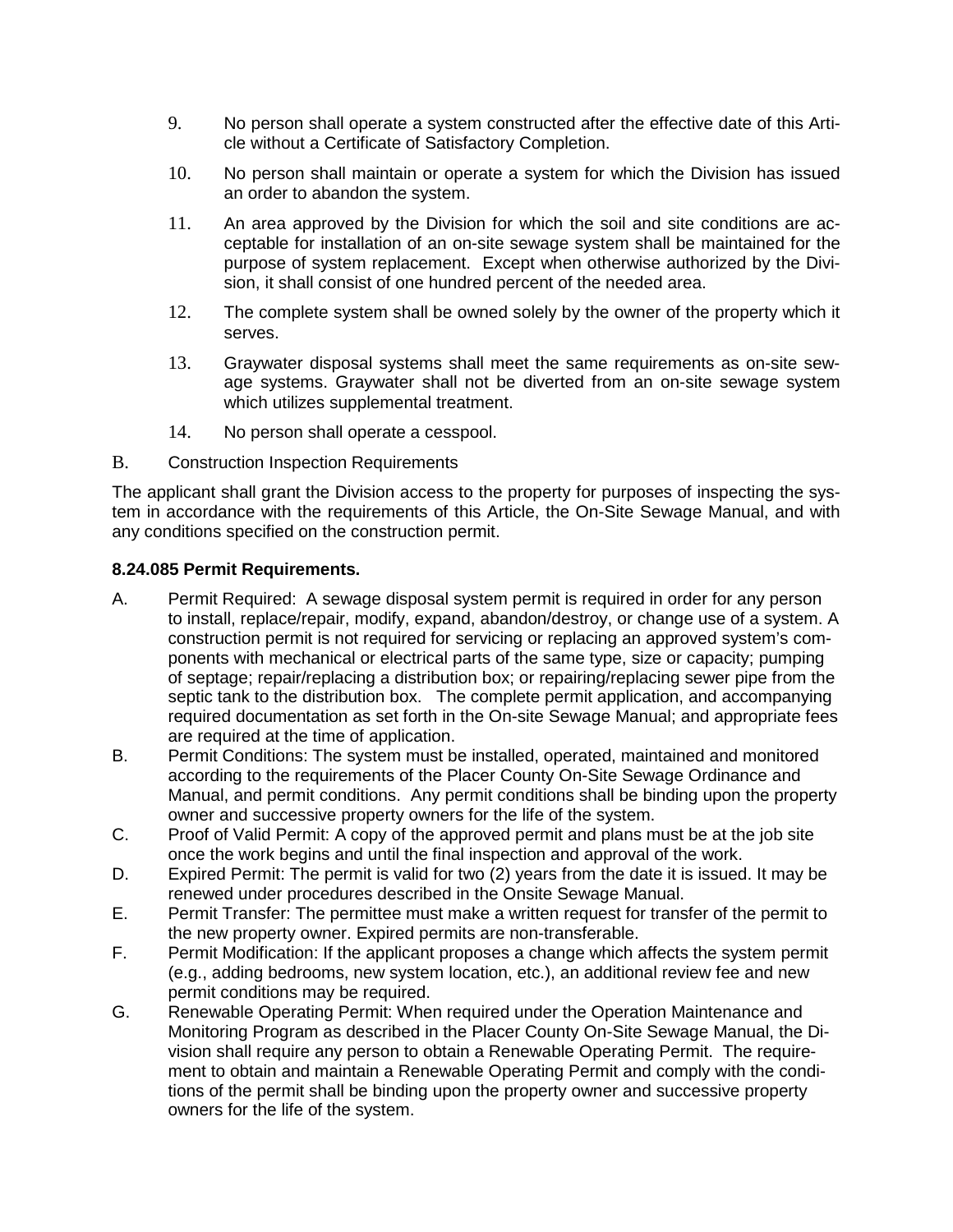9. No person shall operate a system constructed after the effective date of this Article without a Certificate of Satisfactory Completion.

10. No person shall maintain or operate a system for which the Division has issued an order to abandon the system.

11. An area approved by the Division for which the soil and site conditions are acceptable for installation of an on-site sewage system shall be maintained for the purpose of system replacement. Except when otherwise authorized by the Division, it shall consist of one hundred percent of the needed area.

12. The complete system shall be owned solely by the owner of the property which it serves.

13. Graywater disposal systems shall meet the same requirements as on-site sewage systems. Graywater shall not be diverted from an on-site sewage system which utilizes supplemental treatment.

14. No person shall operate a cesspool.

B. Construction Inspection Requirements

The applicant shall grant the Division access to the property for purposes of inspecting the system in accordance with the requirements of this Article, the On-Site Sewage Manual, and with any conditions specified on the construction permit.

**8.24.085 Permit Requirements.**

A. Permit Required: A sewage disposal system permit is required in order for any person to install, replace/repair, modify, expand, abandon/destroy, or change use of a system. A construction permit is not required for servicing or replacing an approved system's components with mechanical or electrical parts of the same type, size or capacity; pumping of septage; repair/replacing a distribution box; or repairing/replacing sewer pipe from the septic tank to the distribution box. The complete permit application, and accompanying required documentation as set forth in the On-site Sewage Manual; and appropriate fees are required at the time of application.

B. Permit Conditions: The system must be installed, operated, maintained and monitored according to the requirements of the Placer County On-Site Sewage Ordinance and Manual, and permit conditions. Any permit conditions shall be binding upon the property owner and successive property owners for the life of the system.

C. Proof of Valid Permit: A copy of the approved permit and plans must be at the job site once the work begins and until the final inspection and approval of the work.

D. Expired Permit: The permit is valid for two (2) years from the date it is issued. It may be renewed under procedures described in the Onsite Sewage Manual.

E. Permit Transfer: The permittee must make a written request for transfer of the permit to the new property owner. Expired permits are non-transferable.

F. Permit Modification: If the applicant proposes a change which affects the system permit (e.g., adding bedrooms, new system location, etc.), an additional review fee and new permit conditions may be required.

G. Renewable Operating Permit: When required under the Operation Maintenance and Monitoring Program as described in the Placer County On-Site Sewage Manual, the Division shall require any person to obtain a Renewable Operating Permit. The requirement to obtain and maintain a Renewable Operating Permit and comply with the conditions of the permit shall be binding upon the property owner and successive property owners for the life of the system.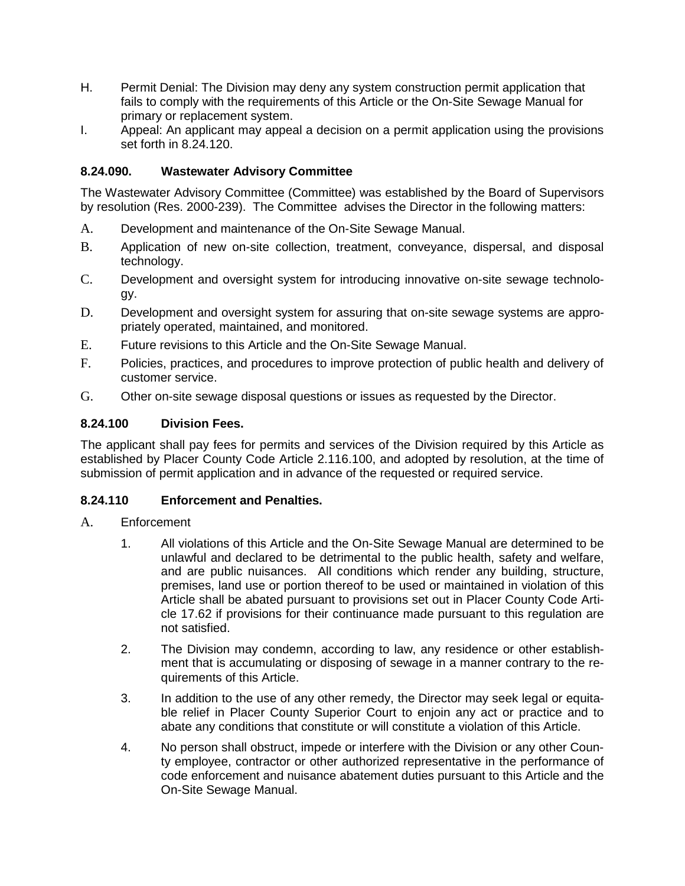H. Permit Denial: The Division may deny any system construction permit application that fails to comply with the requirements of this Article or the On-Site Sewage Manual for primary or replacement system.

I. Appeal: An applicant may appeal a decision on a permit application using the provisions set forth in 8.24.120.

### 8.24.090. Wastewater Advisory Committee

The Wastewater Advisory Committee (Committee) was established by the Board of Supervisors by resolution (Res. 2000-239). The Committee advises the Director in the following matters:

A. Development and maintenance of the On-Site Sewage Manual.

B. Application of new on-site collection, treatment, conveyance, dispersal, and disposal technology.

C. Development and oversight system for introducing innovative on-site sewage technology.

D. Development and oversight system for assuring that on-site sewage systems are appropriately operated, maintained, and monitored.

E. Future revisions to this Article and the On-Site Sewage Manual.

F. Policies, practices, and procedures to improve protection of public health and delivery of customer service.

G. Other on-site sewage disposal questions or issues as requested by the Director.

### 8.24.100 Division Fees.

The applicant shall pay fees for permits and services of the Division required by this Article as established by Placer County Code Article 2.116.100, and adopted by resolution, at the time of submission of permit application and in advance of the requested or required service.

### 8.24.110 Enforcement and Penalties.

A. Enforcement

1. All violations of this Article and the On-Site Sewage Manual are determined to be unlawful and declared to be detrimental to the public health, safety and welfare, and are public nuisances. All conditions which render any building, structure, premises, land use or portion thereof to be used or maintained in violation of this Article shall be abated pursuant to provisions set out in Placer County Code Article 17.62 if provisions for their continuance made pursuant to this regulation are not satisfied.

2. The Division may condemn, according to law, any residence or other establishment that is accumulating or disposing of sewage in a manner contrary to the requirements of this Article.

3. In addition to the use of any other remedy, the Director may seek legal or equitable relief in Placer County Superior Court to enjoin any act or practice and to abate any conditions that constitute or will constitute a violation of this Article.

4. No person shall obstruct, impede or interfere with the Division or any other County employee, contractor or other authorized representative in the performance of code enforcement and nuisance abatement duties pursuant to this Article and the On-Site Sewage Manual.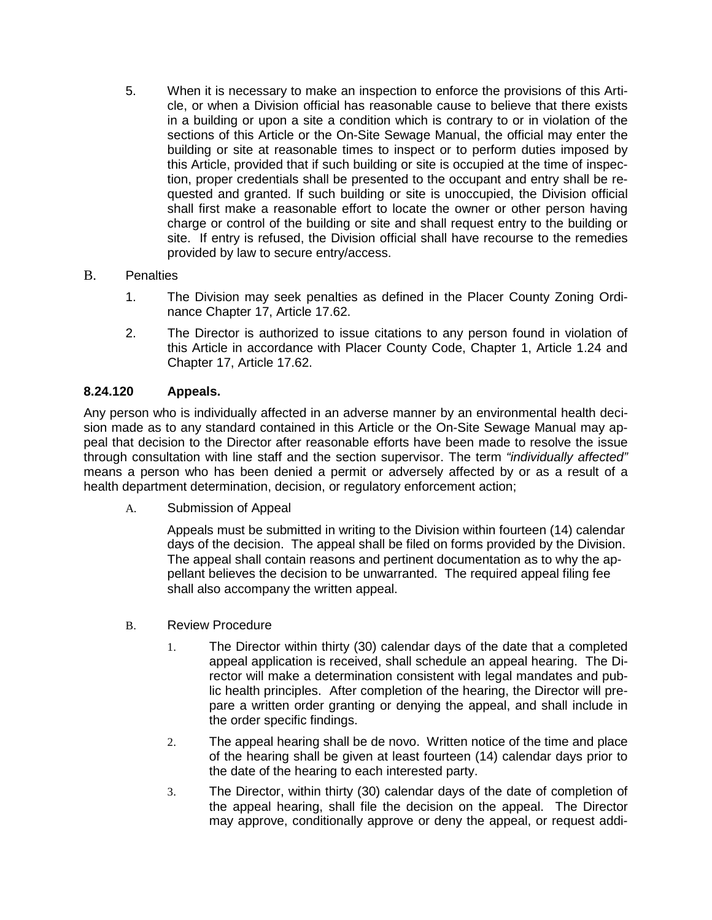5. When it is necessary to make an inspection to enforce the provisions of this Article, or when a Division official has reasonable cause to believe that there exists in a building or upon a site a condition which is contrary to or in violation of the sections of this Article or the On-Site Sewage Manual, the official may enter the building or site at reasonable times to inspect or to perform duties imposed by this Article, provided that if such building or site is occupied at the time of inspection, proper credentials shall be presented to the occupant and entry shall be requested and granted. If such building or site is unoccupied, the Division official shall first make a reasonable effort to locate the owner or other person having charge or control of the building or site and shall request entry to the building or site. If entry is refused, the Division official shall have recourse to the remedies provided by law to secure entry/access.

B. Penalties

1. The Division may seek penalties as defined in the Placer County Zoning Ordinance Chapter 17, Article 17.62.
2. The Director is authorized to issue citations to any person found in violation of this Article in accordance with Placer County Code, Chapter 1, Article 1.24 and Chapter 17, Article 17.62.

**8.24.120 Appeals.**

Any person who is individually affected in an adverse manner by an environmental health decision made as to any standard contained in this Article or the On-Site Sewage Manual may appeal that decision to the Director after reasonable efforts have been made to resolve the issue through consultation with line staff and the section supervisor. The term *"individually affected"* means a person who has been denied a permit or adversely affected by or as a result of a health department determination, decision, or regulatory enforcement action;

A. Submission of Appeal

Appeals must be submitted in writing to the Division within fourteen (14) calendar days of the decision. The appeal shall be filed on forms provided by the Division. The appeal shall contain reasons and pertinent documentation as to why the appellant believes the decision to be unwarranted. The required appeal filing fee shall also accompany the written appeal.

B. Review Procedure

1. The Director within thirty (30) calendar days of the date that a completed appeal application is received, shall schedule an appeal hearing. The Director will make a determination consistent with legal mandates and public health principles. After completion of the hearing, the Director will prepare a written order granting or denying the appeal, and shall include in the order specific findings.
2. The appeal hearing shall be de novo. Written notice of the time and place of the hearing shall be given at least fourteen (14) calendar days prior to the date of the hearing to each interested party.
3. The Director, within thirty (30) calendar days of the date of completion of the appeal hearing, shall file the decision on the appeal. The Director may approve, conditionally approve or deny the appeal, or request addi-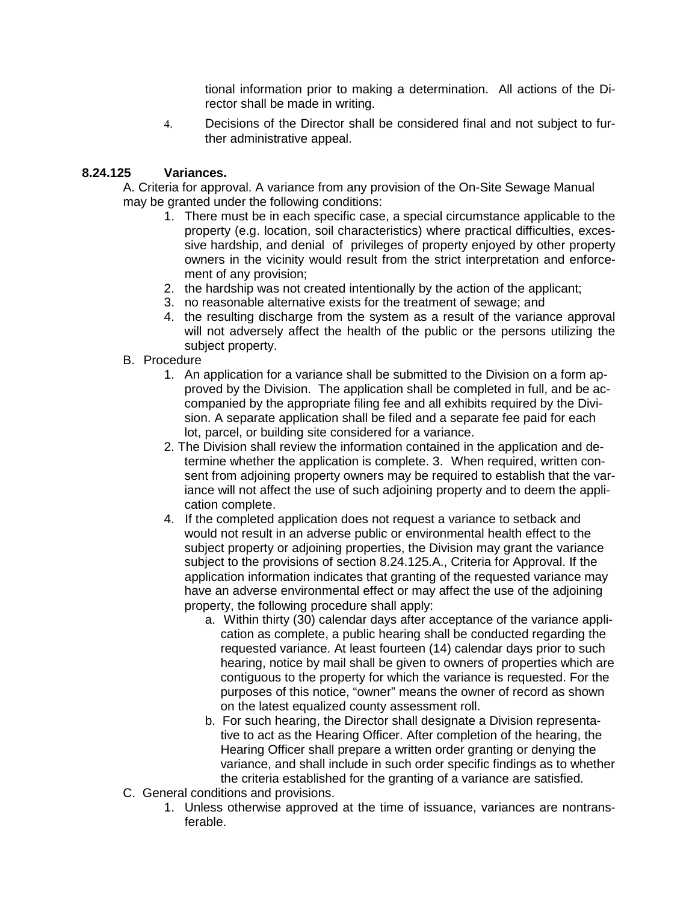tional information prior to making a determination. All actions of the Director shall be made in writing.

4. Decisions of the Director shall be considered final and not subject to further administrative appeal.

**8.24.125 Variances.**

A. Criteria for approval. A variance from any provision of the On-Site Sewage Manual may be granted under the following conditions:

1. There must be in each specific case, a special circumstance applicable to the property (e.g. location, soil characteristics) where practical difficulties, excessive hardship, and denial of privileges of property enjoyed by other property owners in the vicinity would result from the strict interpretation and enforcement of any provision;
2. the hardship was not created intentionally by the action of the applicant;
3. no reasonable alternative exists for the treatment of sewage; and
4. the resulting discharge from the system as a result of the variance approval will not adversely affect the health of the public or the persons utilizing the subject property.

B. Procedure

1. An application for a variance shall be submitted to the Division on a form approved by the Division. The application shall be completed in full, and be accompanied by the appropriate filing fee and all exhibits required by the Division. A separate application shall be filed and a separate fee paid for each lot, parcel, or building site considered for a variance.
2. The Division shall review the information contained in the application and determine whether the application is complete. 3. When required, written consent from adjoining property owners may be required to establish that the variance will not affect the use of such adjoining property and to deem the application complete.
4. If the completed application does not request a variance to setback and would not result in an adverse public or environmental health effect to the subject property or adjoining properties, the Division may grant the variance subject to the provisions of section 8.24.125.A., Criteria for Approval. If the application information indicates that granting of the requested variance may have an adverse environmental effect or may affect the use of the adjoining property, the following procedure shall apply:
   a. Within thirty (30) calendar days after acceptance of the variance application as complete, a public hearing shall be conducted regarding the requested variance. At least fourteen (14) calendar days prior to such hearing, notice by mail shall be given to owners of properties which are contiguous to the property for which the variance is requested. For the purposes of this notice, "owner" means the owner of record as shown on the latest equalized county assessment roll.
   b. For such hearing, the Director shall designate a Division representative to act as the Hearing Officer. After completion of the hearing, the Hearing Officer shall prepare a written order granting or denying the variance, and shall include in such order specific findings as to whether the criteria established for the granting of a variance are satisfied.

C. General conditions and provisions.

1. Unless otherwise approved at the time of issuance, variances are nontransferable.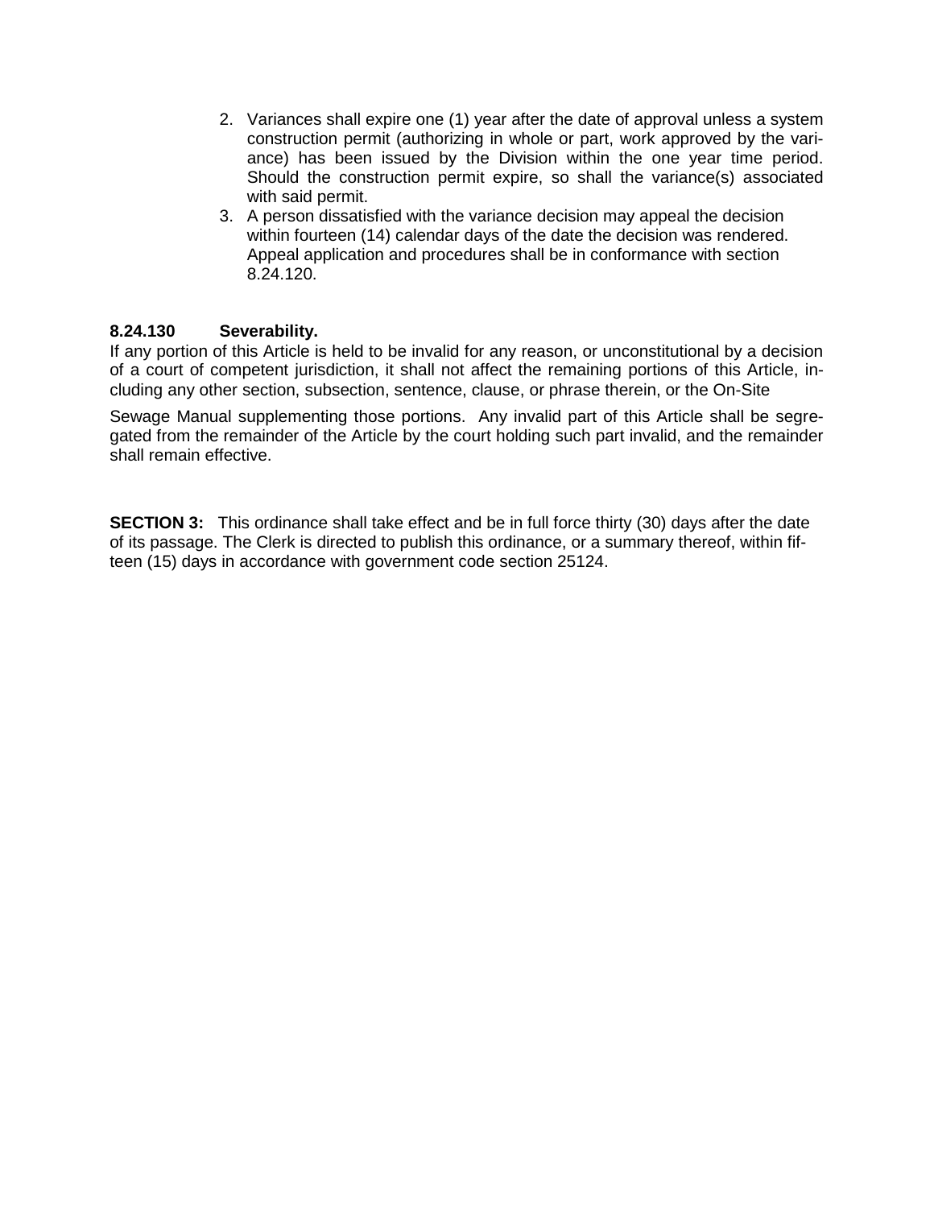2. Variances shall expire one (1) year after the date of approval unless a system construction permit (authorizing in whole or part, work approved by the variance) has been issued by the Division within the one year time period. Should the construction permit expire, so shall the variance(s) associated with said permit.
3. A person dissatisfied with the variance decision may appeal the decision within fourteen (14) calendar days of the date the decision was rendered. Appeal application and procedures shall be in conformance with section 8.24.120.

**8.24.130 Severability.**

If any portion of this Article is held to be invalid for any reason, or unconstitutional by a decision of a court of competent jurisdiction, it shall not affect the remaining portions of this Article, including any other section, subsection, sentence, clause, or phrase therein, or the On-Site Sewage Manual supplementing those portions. Any invalid part of this Article shall be segregated from the remainder of the Article by the court holding such part invalid, and the remainder shall remain effective.

**SECTION 3:** This ordinance shall take effect and be in full force thirty (30) days after the date of its passage. The Clerk is directed to publish this ordinance, or a summary thereof, within fifteen (15) days in accordance with government code section 25124.